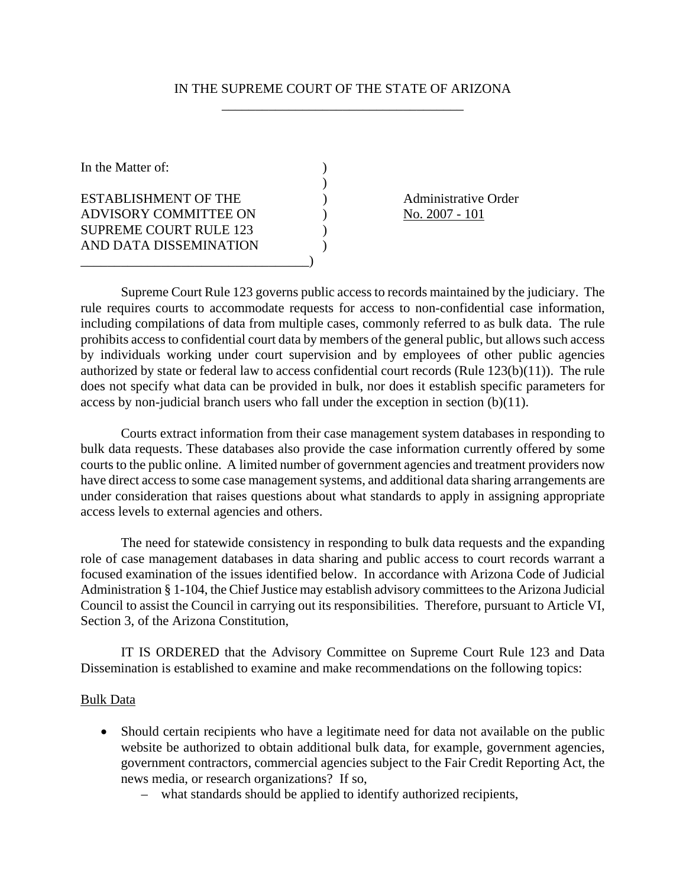IN THE SUPREME COURT OF THE STATE OF ARIZONA

| In the Matter of: | |
|---|---|
| ESTABLISHMENT OF THE ADVISORY COMMITTEE ON SUPREME COURT RULE 123 AND DATA DISSEMINATION | Administrative Order No. 2007 - 101 |

Supreme Court Rule 123 governs public access to records maintained by the judiciary. The rule requires courts to accommodate requests for access to non-confidential case information, including compilations of data from multiple cases, commonly referred to as bulk data. The rule prohibits access to confidential court data by members of the general public, but allows such access by individuals working under court supervision and by employees of other public agencies authorized by state or federal law to access confidential court records (Rule 123(b)(11)). The rule does not specify what data can be provided in bulk, nor does it establish specific parameters for access by non-judicial branch users who fall under the exception in section (b)(11).

Courts extract information from their case management system databases in responding to bulk data requests. These databases also provide the case information currently offered by some courts to the public online. A limited number of government agencies and treatment providers now have direct access to some case management systems, and additional data sharing arrangements are under consideration that raises questions about what standards to apply in assigning appropriate access levels to external agencies and others.

The need for statewide consistency in responding to bulk data requests and the expanding role of case management databases in data sharing and public access to court records warrant a focused examination of the issues identified below. In accordance with Arizona Code of Judicial Administration § 1-104, the Chief Justice may establish advisory committees to the Arizona Judicial Council to assist the Council in carrying out its responsibilities. Therefore, pursuant to Article VI, Section 3, of the Arizona Constitution,

IT IS ORDERED that the Advisory Committee on Supreme Court Rule 123 and Data Dissemination is established to examine and make recommendations on the following topics:

Bulk Data

- Should certain recipients who have a legitimate need for data not available on the public website be authorized to obtain additional bulk data, for example, government agencies, government contractors, commercial agencies subject to the Fair Credit Reporting Act, the news media, or research organizations? If so,
  - what standards should be applied to identify authorized recipients,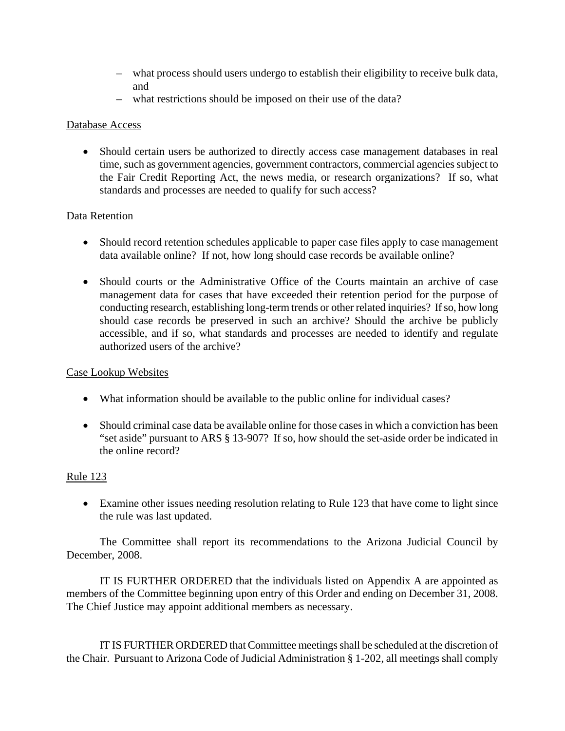- what process should users undergo to establish their eligibility to receive bulk data, and
  - what restrictions should be imposed on their use of the data?

<u>Database Access</u>

- Should certain users be authorized to directly access case management databases in real time, such as government agencies, government contractors, commercial agencies subject to the Fair Credit Reporting Act, the news media, or research organizations? If so, what standards and processes are needed to qualify for such access?

<u>Data Retention</u>

- Should record retention schedules applicable to paper case files apply to case management data available online? If not, how long should case records be available online?

- Should courts or the Administrative Office of the Courts maintain an archive of case management data for cases that have exceeded their retention period for the purpose of conducting research, establishing long-term trends or other related inquiries? If so, how long should case records be preserved in such an archive? Should the archive be publicly accessible, and if so, what standards and processes are needed to identify and regulate authorized users of the archive?

<u>Case Lookup Websites</u>

- What information should be available to the public online for individual cases?

- Should criminal case data be available online for those cases in which a conviction has been "set aside" pursuant to ARS § 13-907? If so, how should the set-aside order be indicated in the online record?

<u>Rule 123</u>

- Examine other issues needing resolution relating to Rule 123 that have come to light since the rule was last updated.

The Committee shall report its recommendations to the Arizona Judicial Council by December, 2008.

IT IS FURTHER ORDERED that the individuals listed on Appendix A are appointed as members of the Committee beginning upon entry of this Order and ending on December 31, 2008. The Chief Justice may appoint additional members as necessary.

IT IS FURTHER ORDERED that Committee meetings shall be scheduled at the discretion of the Chair. Pursuant to Arizona Code of Judicial Administration § 1-202, all meetings shall comply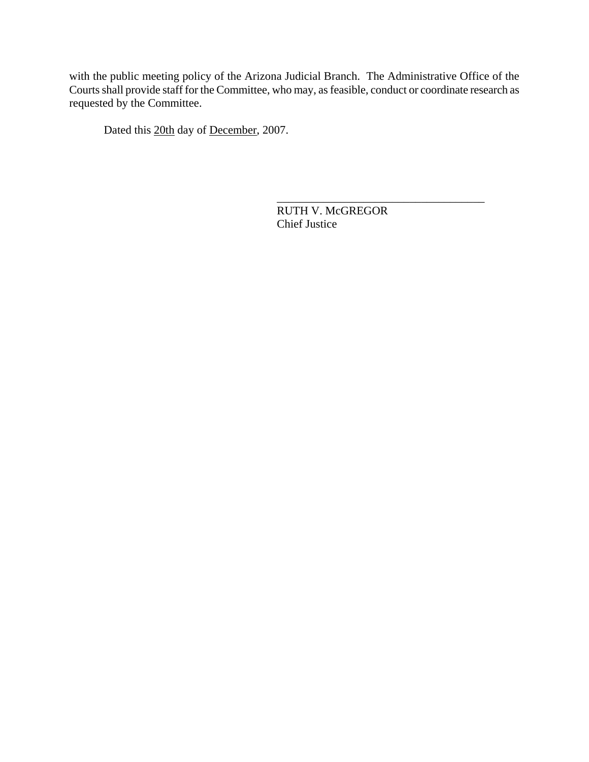with the public meeting policy of the Arizona Judicial Branch. The Administrative Office of the Courts shall provide staff for the Committee, who may, as feasible, conduct or coordinate research as requested by the Committee.

Dated this 20th day of December, 2007.

\_\_\_\_\_\_\_\_\_\_\_\_\_\_\_\_\_\_\_\_\_\_\_\_\_\_\_\_\_\_\_\_\_\_\_\_

RUTH V. McGREGOR
Chief Justice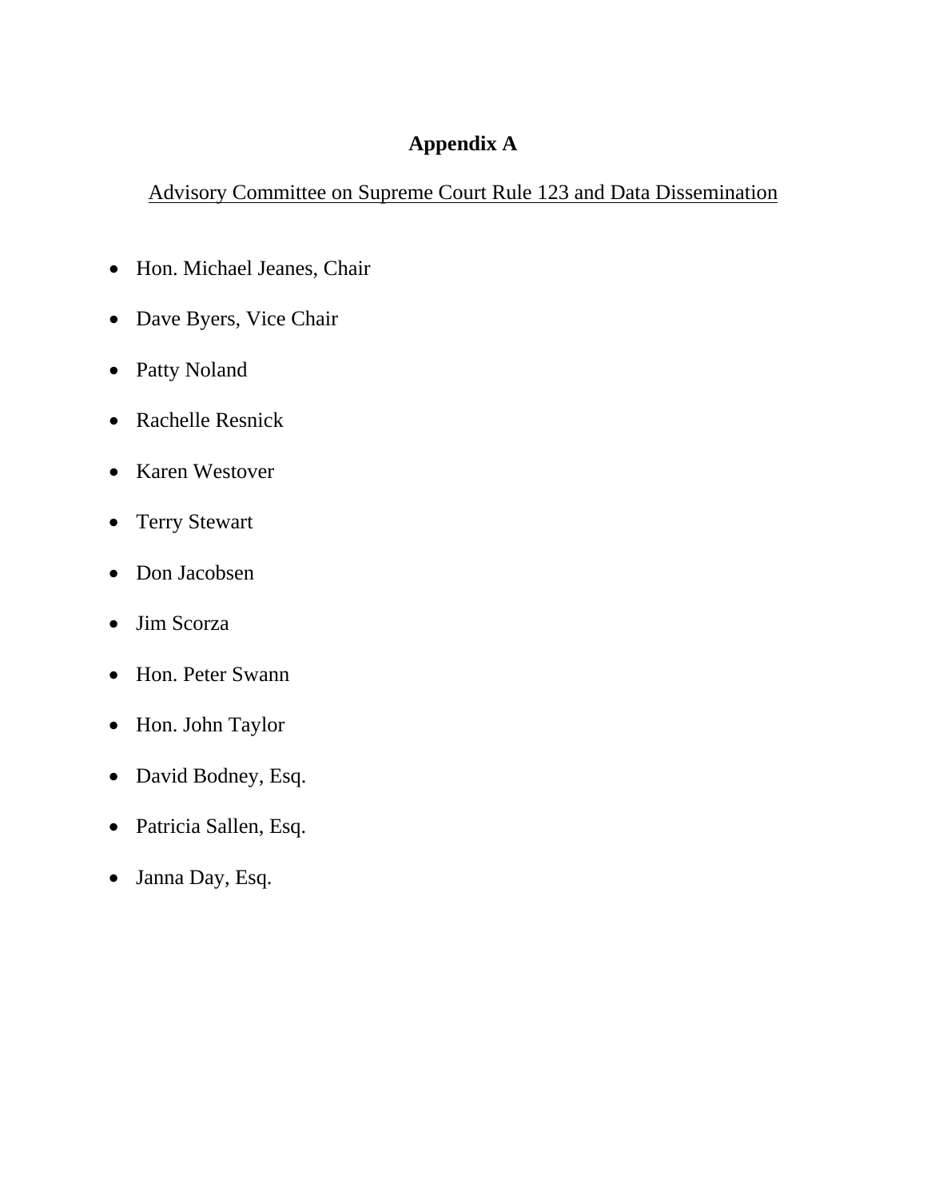# Appendix A

Advisory Committee on Supreme Court Rule 123 and Data Dissemination

- Hon. Michael Jeanes, Chair
- Dave Byers, Vice Chair
- Patty Noland
- Rachelle Resnick
- Karen Westover
- Terry Stewart
- Don Jacobsen
- Jim Scorza
- Hon. Peter Swann
- Hon. John Taylor
- David Bodney, Esq.
- Patricia Sallen, Esq.
- Janna Day, Esq.